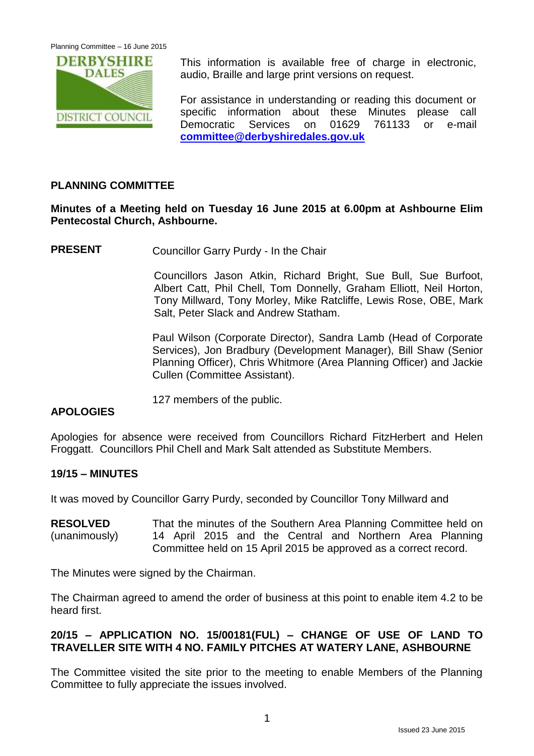This information is available free of charge in electronic, audio, Braille and large print versions on request.

For assistance in understanding or reading this document or specific information about these Minutes please call Democratic Services on 01629 761133 or e-mail **committee@derbyshiredales.gov.uk**

## PLANNING COMMITTEE

**Minutes of a Meeting held on Tuesday 16 June 2015 at 6.00pm at Ashbourne Elim Pentecostal Church, Ashbourne.**

**PRESENT** Councillor Garry Purdy - In the Chair

Councillors Jason Atkin, Richard Bright, Sue Bull, Sue Burfoot, Albert Catt, Phil Chell, Tom Donnelly, Graham Elliott, Neil Horton, Tony Millward, Tony Morley, Mike Ratcliffe, Lewis Rose, OBE, Mark Salt, Peter Slack and Andrew Statham.

Paul Wilson (Corporate Director), Sandra Lamb (Head of Corporate Services), Jon Bradbury (Development Manager), Bill Shaw (Senior Planning Officer), Chris Whitmore (Area Planning Officer) and Jackie Cullen (Committee Assistant).

127 members of the public.

### APOLOGIES

Apologies for absence were received from Councillors Richard FitzHerbert and Helen Froggatt. Councillors Phil Chell and Mark Salt attended as Substitute Members.

### 19/15 – MINUTES

It was moved by Councillor Garry Purdy, seconded by Councillor Tony Millward and

**RESOLVED** (unanimously) That the minutes of the Southern Area Planning Committee held on 14 April 2015 and the Central and Northern Area Planning Committee held on 15 April 2015 be approved as a correct record.

The Minutes were signed by the Chairman.

The Chairman agreed to amend the order of business at this point to enable item 4.2 to be heard first.

### 20/15 – APPLICATION NO. 15/00181(FUL) – CHANGE OF USE OF LAND TO TRAVELLER SITE WITH 4 NO. FAMILY PITCHES AT WATERY LANE, ASHBOURNE

The Committee visited the site prior to the meeting to enable Members of the Planning Committee to fully appreciate the issues involved.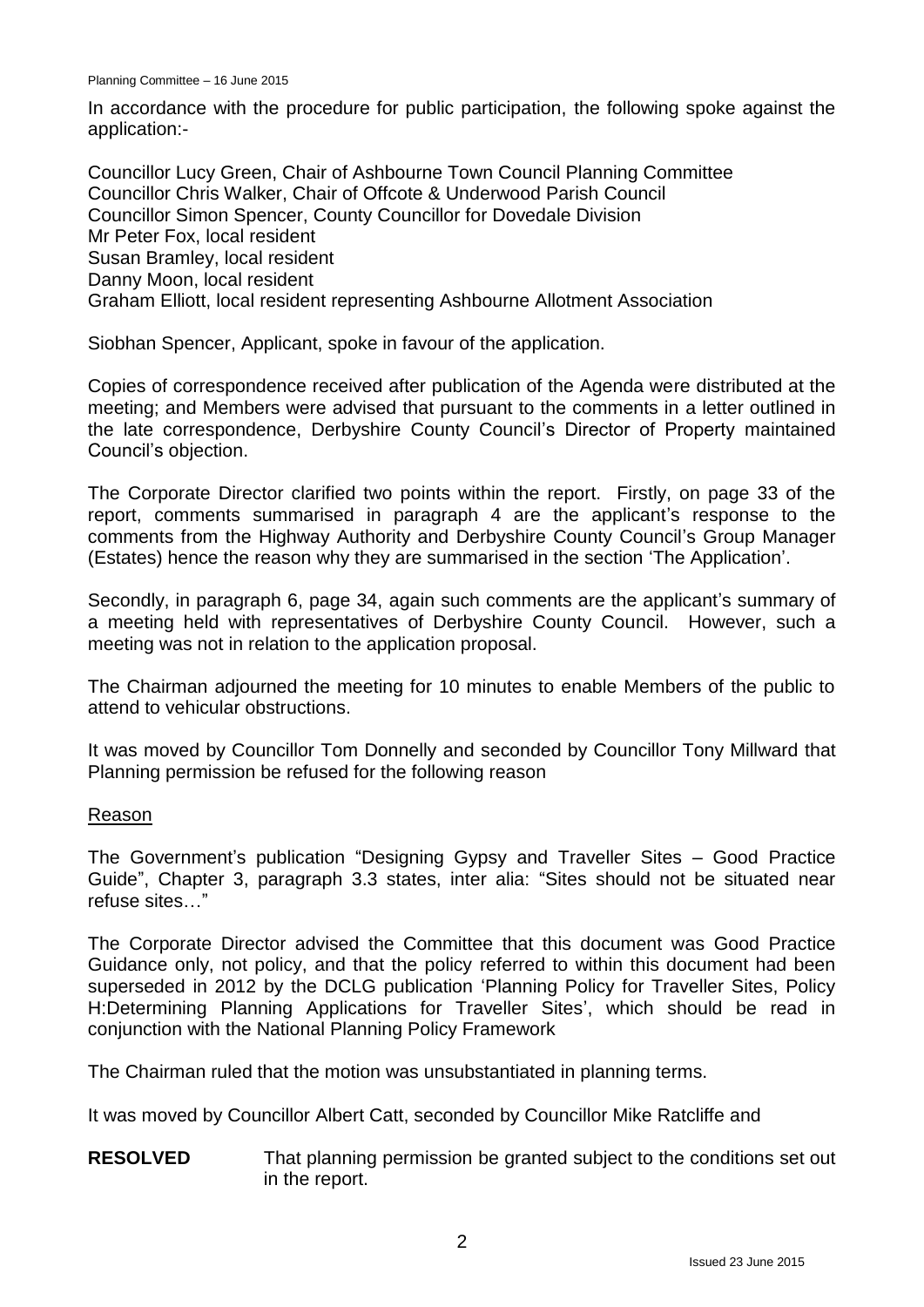In accordance with the procedure for public participation, the following spoke against the application:-

Councillor Lucy Green, Chair of Ashbourne Town Council Planning Committee
Councillor Chris Walker, Chair of Offcote & Underwood Parish Council
Councillor Simon Spencer, County Councillor for Dovedale Division
Mr Peter Fox, local resident
Susan Bramley, local resident
Danny Moon, local resident
Graham Elliott, local resident representing Ashbourne Allotment Association

Siobhan Spencer, Applicant, spoke in favour of the application.

Copies of correspondence received after publication of the Agenda were distributed at the meeting; and Members were advised that pursuant to the comments in a letter outlined in the late correspondence, Derbyshire County Council's Director of Property maintained Council's objection.

The Corporate Director clarified two points within the report. Firstly, on page 33 of the report, comments summarised in paragraph 4 are the applicant's response to the comments from the Highway Authority and Derbyshire County Council's Group Manager (Estates) hence the reason why they are summarised in the section 'The Application'.

Secondly, in paragraph 6, page 34, again such comments are the applicant's summary of a meeting held with representatives of Derbyshire County Council. However, such a meeting was not in relation to the application proposal.

The Chairman adjourned the meeting for 10 minutes to enable Members of the public to attend to vehicular obstructions.

It was moved by Councillor Tom Donnelly and seconded by Councillor Tony Millward that Planning permission be refused for the following reason

Reason

The Government's publication "Designing Gypsy and Traveller Sites – Good Practice Guide", Chapter 3, paragraph 3.3 states, inter alia: "Sites should not be situated near refuse sites…"

The Corporate Director advised the Committee that this document was Good Practice Guidance only, not policy, and that the policy referred to within this document had been superseded in 2012 by the DCLG publication 'Planning Policy for Traveller Sites, Policy H:Determining Planning Applications for Traveller Sites', which should be read in conjunction with the National Planning Policy Framework

The Chairman ruled that the motion was unsubstantiated in planning terms.

It was moved by Councillor Albert Catt, seconded by Councillor Mike Ratcliffe and

**RESOLVED** That planning permission be granted subject to the conditions set out in the report.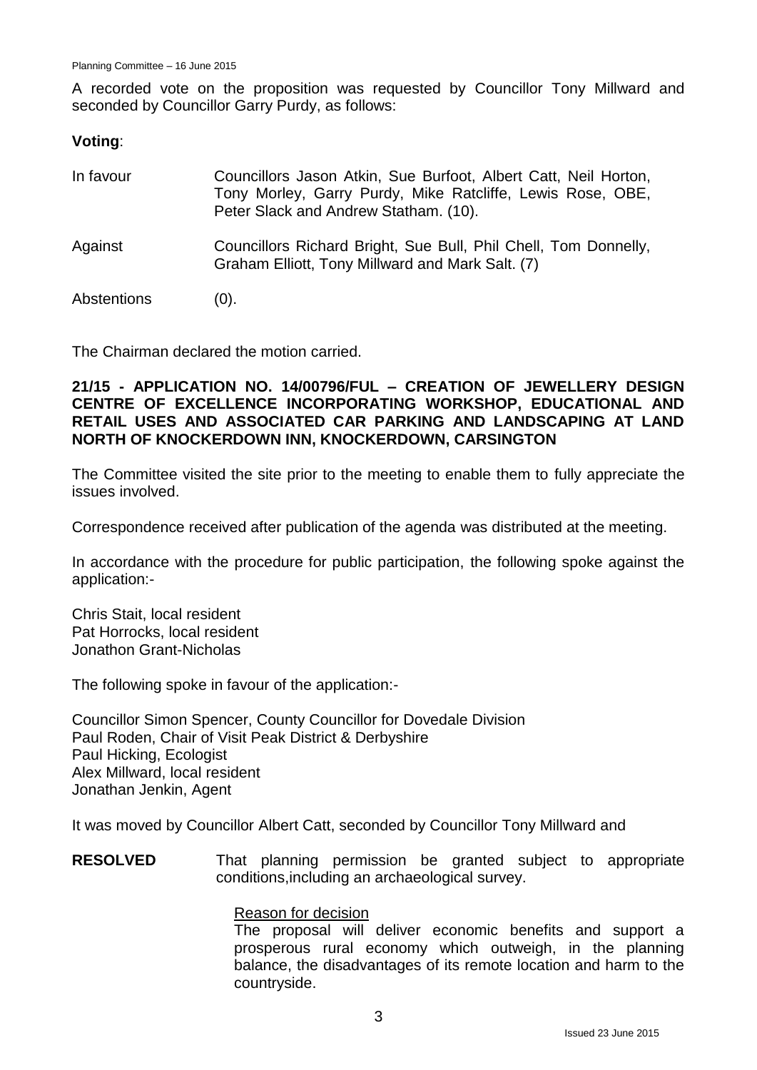A recorded vote on the proposition was requested by Councillor Tony Millward and seconded by Councillor Garry Purdy, as follows:

**Voting**:

| | |
|---|---|
| In favour | Councillors Jason Atkin, Sue Burfoot, Albert Catt, Neil Horton, Tony Morley, Garry Purdy, Mike Ratcliffe, Lewis Rose, OBE, Peter Slack and Andrew Statham. (10). |
| Against | Councillors Richard Bright, Sue Bull, Phil Chell, Tom Donnelly, Graham Elliott, Tony Millward and Mark Salt. (7) |
| Abstentions | (0). |

The Chairman declared the motion carried.

**21/15 - APPLICATION NO. 14/00796/FUL – CREATION OF JEWELLERY DESIGN CENTRE OF EXCELLENCE INCORPORATING WORKSHOP, EDUCATIONAL AND RETAIL USES AND ASSOCIATED CAR PARKING AND LANDSCAPING AT LAND NORTH OF KNOCKERDOWN INN, KNOCKERDOWN, CARSINGTON**

The Committee visited the site prior to the meeting to enable them to fully appreciate the issues involved.

Correspondence received after publication of the agenda was distributed at the meeting.

In accordance with the procedure for public participation, the following spoke against the application:-

Chris Stait, local resident
Pat Horrocks, local resident
Jonathon Grant-Nicholas

The following spoke in favour of the application:-

Councillor Simon Spencer, County Councillor for Dovedale Division
Paul Roden, Chair of Visit Peak District & Derbyshire
Paul Hicking, Ecologist
Alex Millward, local resident
Jonathan Jenkin, Agent

It was moved by Councillor Albert Catt, seconded by Councillor Tony Millward and

**RESOLVED** That planning permission be granted subject to appropriate conditions,including an archaeological survey.

Reason for decision

The proposal will deliver economic benefits and support a prosperous rural economy which outweigh, in the planning balance, the disadvantages of its remote location and harm to the countryside.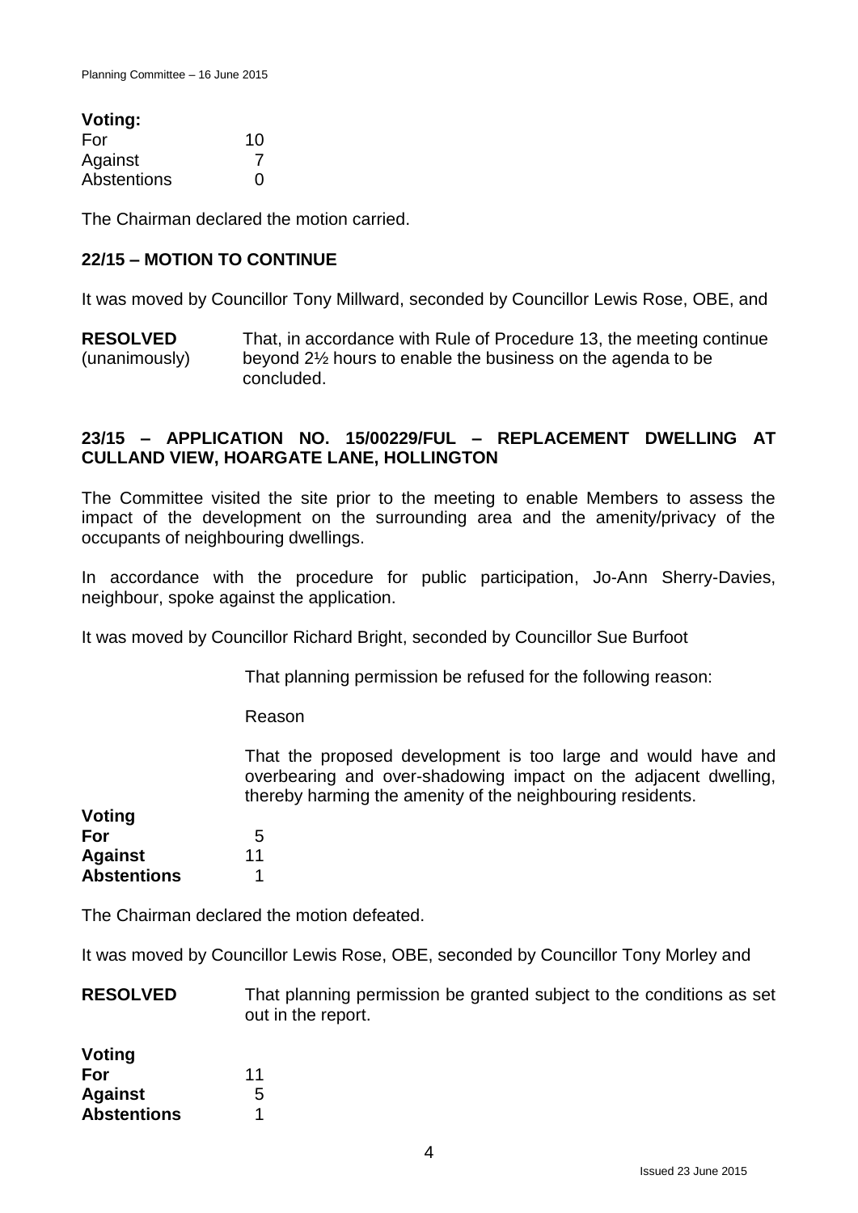**Voting:**

| | |
|---|---|
| For | 10 |
| Against | 7 |
| Abstentions | 0 |

The Chairman declared the motion carried.

## 22/15 – MOTION TO CONTINUE

It was moved by Councillor Tony Millward, seconded by Councillor Lewis Rose, OBE, and

**RESOLVED** (unanimously) That, in accordance with Rule of Procedure 13, the meeting continue beyond 2½ hours to enable the business on the agenda to be concluded.

## 23/15 – APPLICATION NO. 15/00229/FUL – REPLACEMENT DWELLING AT CULLAND VIEW, HOARGATE LANE, HOLLINGTON

The Committee visited the site prior to the meeting to enable Members to assess the impact of the development on the surrounding area and the amenity/privacy of the occupants of neighbouring dwellings.

In accordance with the procedure for public participation, Jo-Ann Sherry-Davies, neighbour, spoke against the application.

It was moved by Councillor Richard Bright, seconded by Councillor Sue Burfoot

That planning permission be refused for the following reason:

Reason

That the proposed development is too large and would have and overbearing and over-shadowing impact on the adjacent dwelling, thereby harming the amenity of the neighbouring residents.

**Voting**

| | |
|---|---|
| **For** | 5 |
| **Against** | 11 |
| **Abstentions** | 1 |

The Chairman declared the motion defeated.

It was moved by Councillor Lewis Rose, OBE, seconded by Councillor Tony Morley and

**RESOLVED** That planning permission be granted subject to the conditions as set out in the report.

**Voting**

| | |
|---|---|
| **For** | 11 |
| **Against** | 5 |
| **Abstentions** | 1 |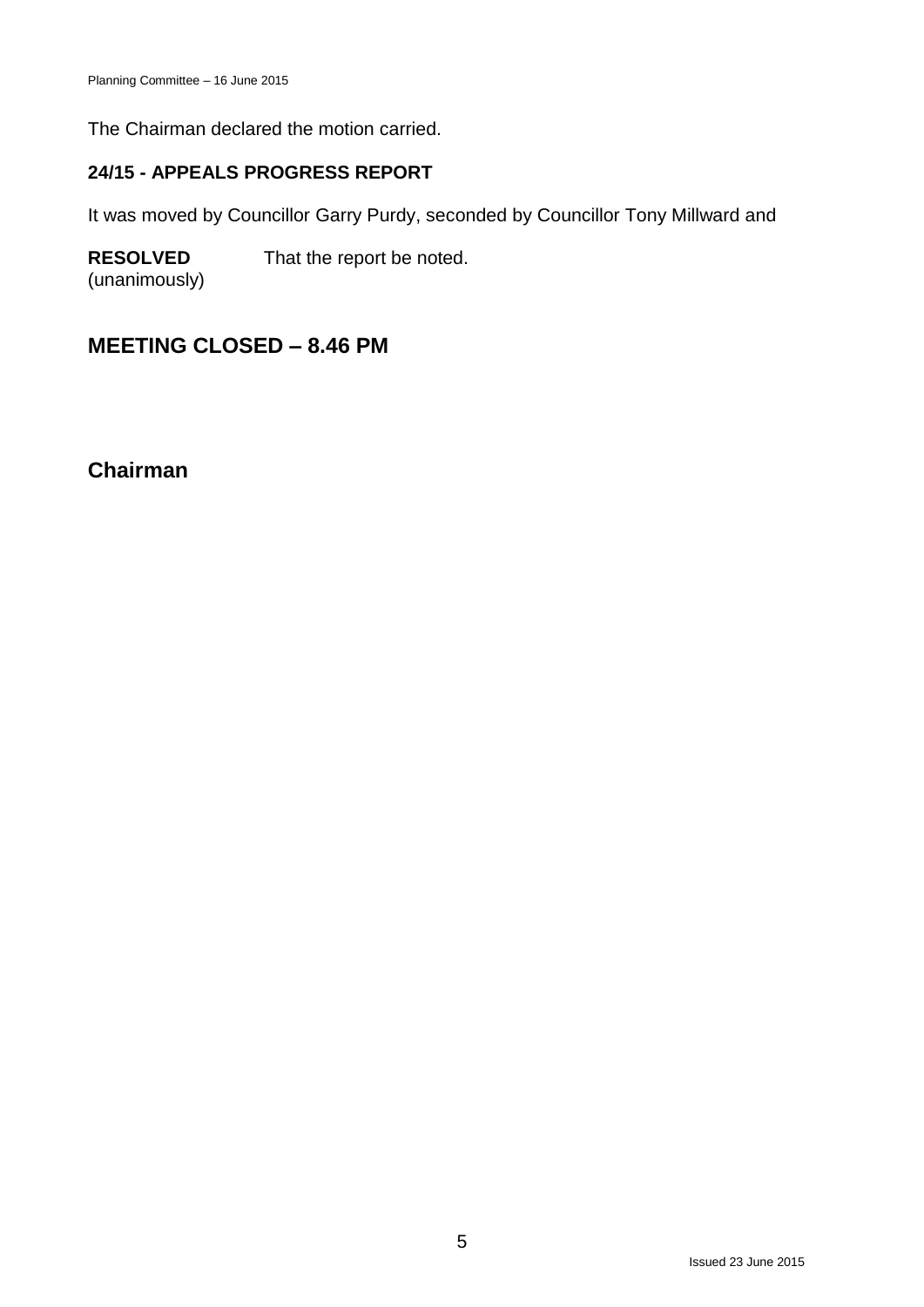The Chairman declared the motion carried.

**24/15 - APPEALS PROGRESS REPORT**

It was moved by Councillor Garry Purdy, seconded by Councillor Tony Millward and

**RESOLVED** (unanimously) That the report be noted.

## MEETING CLOSED – 8.46 PM

**Chairman**

Issued 23 June 2015